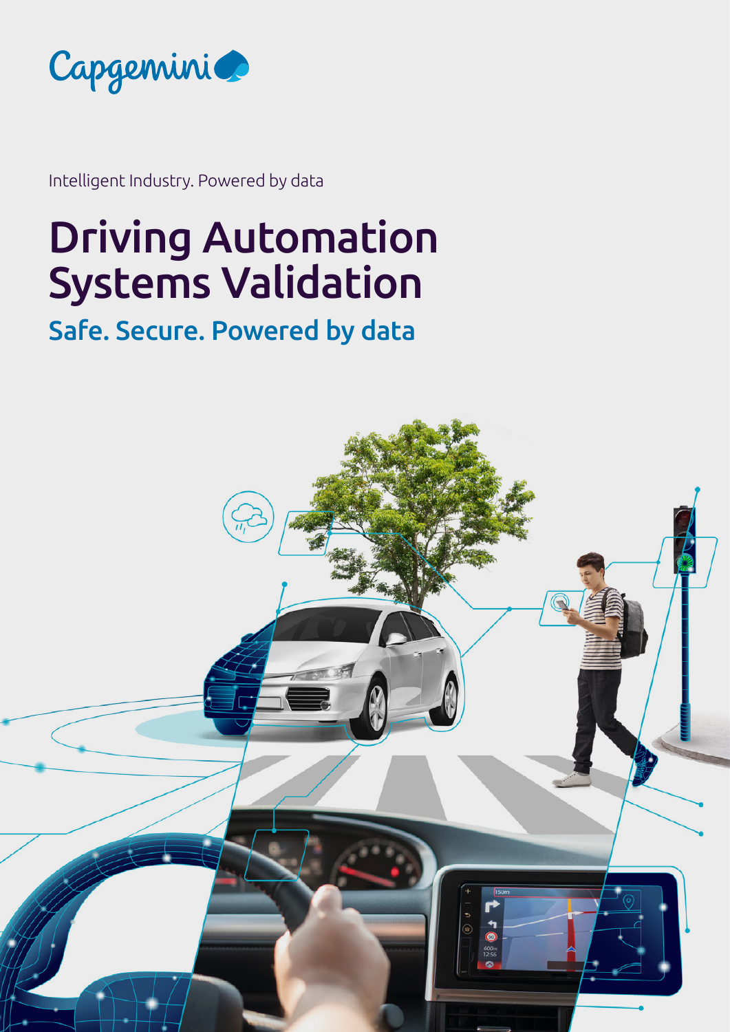Capgemini

Intelligent Industry. Powered by data

# Driving Automation Systems Validation

## Safe. Secure. Powered by data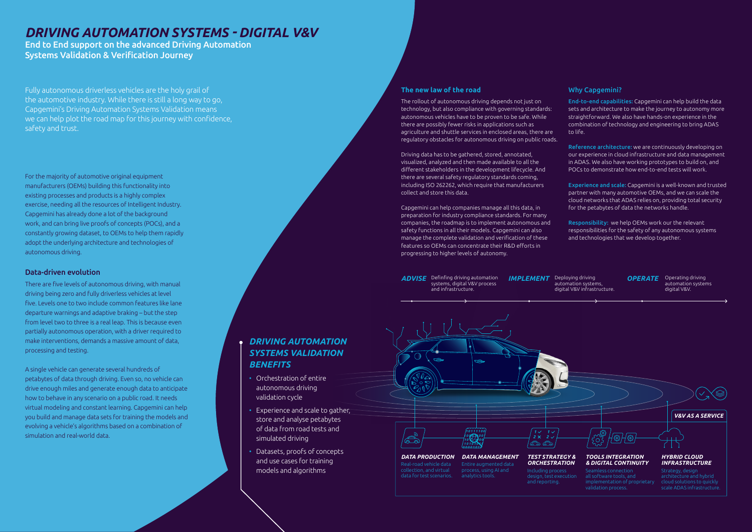# DRIVING AUTOMATION SYSTEMS - DIGITAL V&V

## End to End support on the advanced Driving Automation Systems Validation & Verification Journey

Fully autonomous driverless vehicles are the holy grail of the automotive industry. While there is still a long way to go, Capgemini's Driving Automation Systems Validation means we can help plot the road map for this journey with confidence, safety and trust.

For the majority of automotive original equipment manufacturers (OEMs) building this functionality into existing processes and products is a highly complex exercise, needing all the resources of Intelligent Industry. Capgemini has already done a lot of the background work, and can bring live proofs of concepts (POCs), and a constantly growing dataset, to OEMs to help them rapidly adopt the underlying architecture and technologies of autonomous driving.

### Data-driven evolution

There are five levels of autonomous driving, with manual driving being zero and fully driverless vehicles at level five. Levels one to two include common features like lane departure warnings and adaptive braking – but the step from level two to three is a real leap. This is because even partially autonomous operation, with a driver required to make interventions, demands a massive amount of data, processing and testing.

A single vehicle can generate several hundreds of petabytes of data through driving. Even so, no vehicle can drive enough miles and generate enough data to anticipate how to behave in any scenario on a public road. It needs virtual modeling and constant learning. Capgemini can help you build and manage data sets for training the models and evolving a vehicle's algorithms based on a combination of simulation and real-world data.

### *DRIVING AUTOMATION SYSTEMS VALIDATION BENEFITS*

- Orchestration of entire autonomous driving validation cycle
- Experience and scale to gather, store and analyse petabytes of data from road tests and simulated driving
- Datasets, proofs of concepts and use cases for training models and algorithms

### The new law of the road

The rollout of autonomous driving depends not just on technology, but also compliance with governing standards: autonomous vehicles have to be proven to be safe. While there are possibly fewer risks in applications such as agriculture and shuttle services in enclosed areas, there are regulatory obstacles for autonomous driving on public roads.

Driving data has to be gathered, stored, annotated, visualized, analyzed and then made available to all the different stakeholders in the development lifecycle. And there are several safety regulatory standards coming, including ISO 262262, which require that manufacturers collect and store this data.

Capgemini can help companies manage all this data, in preparation for industry compliance standards. For many companies, the roadmap is to implement autonomous and safety functions in all their models. Capgemini can also manage the complete validation and verification of these features so OEMs can concentrate their R&D efforts in progressing to higher levels of autonomy.

### Why Capgemini?

**End-to-end capabilities:** Capgemini can help build the data sets and architecture to make the journey to autonomy more straightforward. We also have hands-on experience in the combination of technology and engineering to bring ADAS to life.

**Reference architecture:** we are continuously developing on our experience in cloud infrastructure and data management in ADAS. We also have working prototypes to build on, and POCs to demonstrate how end-to-end tests will work.

**Experience and scale:** Capgemini is a well-known and trusted partner with many automotive OEMs, and we can scale the cloud networks that ADAS relies on, providing total security for the petabytes of data the networks handle.

**Responsibility:** we help OEMs work our the relevant responsibilities for the safety of any autonomous systems and technologies that we develop together.

***ADVISE*** Definfing driving automation systems, digital V&V process and infrastructure.

***IMPLEMENT*** Deploying driving automation systems, digital V&V infrastructure.

***OPERATE*** Operating driving automation systems digital V&V.

***V&V AS A SERVICE***

***DATA PRODUCTION*** Real-road vehicle data collection, and virtual data for test scenarios.

***DATA MANAGEMENT*** Entire augmented data process, using AI and analytics tools.

***TEST STRATEGY & ORCHESTRATION*** Including process design, test execution and reporting.

***TOOLS INTEGRATION & DIGITAL CONTINUITY*** Seamless connection all software tools, and implementation of proprietary validation process.

***HYBRID CLOUD INFRASTRUCTURE*** Strategy, design architecture and hybrid cloud solutions to quickly scale ADAS infrastructure.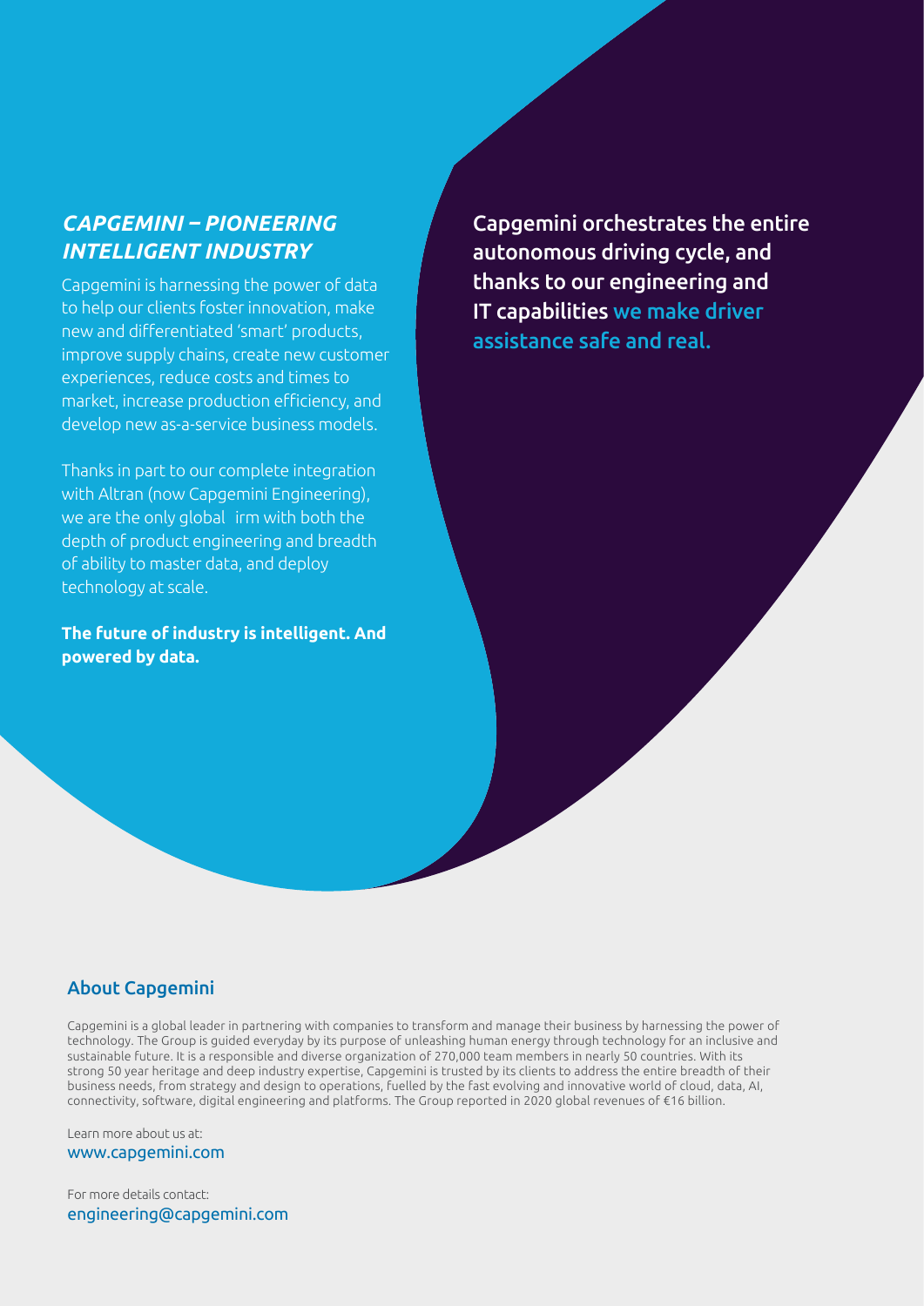## *CAPGEMINI – PIONEERING INTELLIGENT INDUSTRY*

Capgemini is harnessing the power of data to help our clients foster innovation, make new and differentiated 'smart' products, improve supply chains, create new customer experiences, reduce costs and times to market, increase production efficiency, and develop new as-a-service business models.

Thanks in part to our complete integration with Altran (now Capgemini Engineering), we are the only global irm with both the depth of product engineering and breadth of ability to master data, and deploy technology at scale.

**The future of industry is intelligent. And powered by data.**

Capgemini orchestrates the entire autonomous driving cycle, and thanks to our engineering and IT capabilities we make driver assistance safe and real.

## About Capgemini

Capgemini is a global leader in partnering with companies to transform and manage their business by harnessing the power of technology. The Group is guided everyday by its purpose of unleashing human energy through technology for an inclusive and sustainable future. It is a responsible and diverse organization of 270,000 team members in nearly 50 countries. With its strong 50 year heritage and deep industry expertise, Capgemini is trusted by its clients to address the entire breadth of their business needs, from strategy and design to operations, fuelled by the fast evolving and innovative world of cloud, data, AI, connectivity, software, digital engineering and platforms. The Group reported in 2020 global revenues of €16 billion.

Learn more about us at:
www.capgemini.com

For more details contact:
engineering@capgemini.com